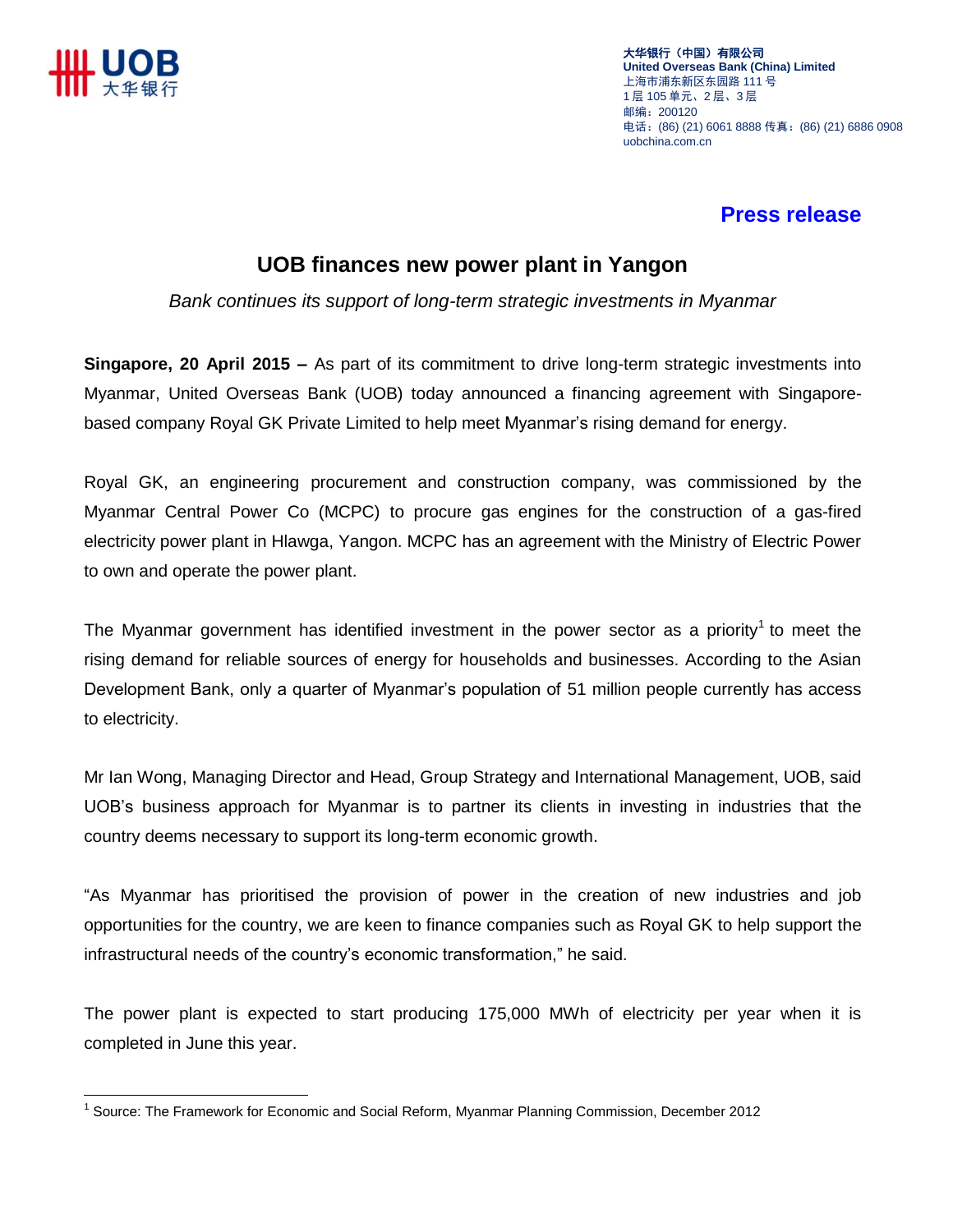大华银行（中国）有限公司
United Overseas Bank (China) Limited
上海市浦东新区东园路 111 号
1 层 105 单元、2 层、3 层
邮编：200120
电话：(86) (21) 6061 8888 传真：(86) (21) 6886 0908
uobchina.com.cn

**Press release**

# UOB finances new power plant in Yangon

*Bank continues its support of long-term strategic investments in Myanmar*

**Singapore, 20 April 2015 –** As part of its commitment to drive long-term strategic investments into Myanmar, United Overseas Bank (UOB) today announced a financing agreement with Singapore-based company Royal GK Private Limited to help meet Myanmar's rising demand for energy.

Royal GK, an engineering procurement and construction company, was commissioned by the Myanmar Central Power Co (MCPC) to procure gas engines for the construction of a gas-fired electricity power plant in Hlawga, Yangon. MCPC has an agreement with the Ministry of Electric Power to own and operate the power plant.

The Myanmar government has identified investment in the power sector as a priority[1] to meet the rising demand for reliable sources of energy for households and businesses. According to the Asian Development Bank, only a quarter of Myanmar's population of 51 million people currently has access to electricity.

Mr Ian Wong, Managing Director and Head, Group Strategy and International Management, UOB, said UOB's business approach for Myanmar is to partner its clients in investing in industries that the country deems necessary to support its long-term economic growth.

"As Myanmar has prioritised the provision of power in the creation of new industries and job opportunities for the country, we are keen to finance companies such as Royal GK to help support the infrastructural needs of the country's economic transformation," he said.

The power plant is expected to start producing 175,000 MWh of electricity per year when it is completed in June this year.

[1] Source: The Framework for Economic and Social Reform, Myanmar Planning Commission, December 2012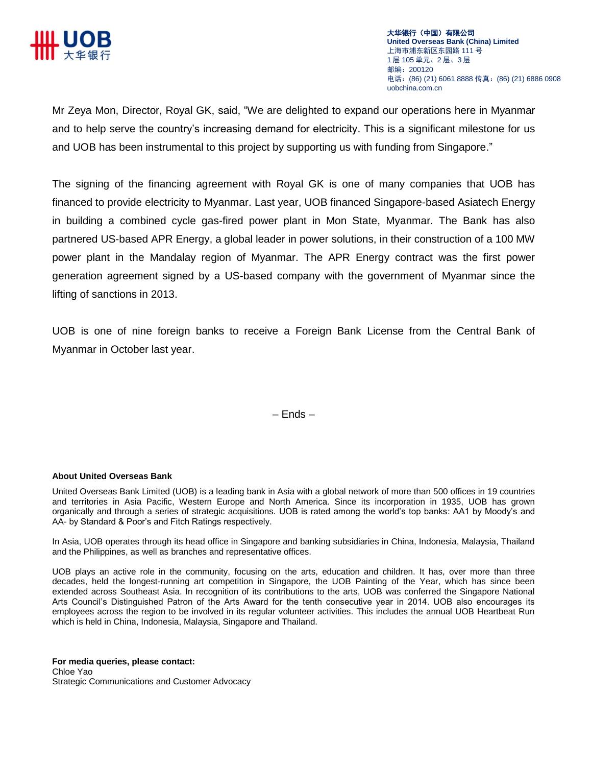Mr Zeya Mon, Director, Royal GK, said, "We are delighted to expand our operations here in Myanmar and to help serve the country's increasing demand for electricity. This is a significant milestone for us and UOB has been instrumental to this project by supporting us with funding from Singapore."

The signing of the financing agreement with Royal GK is one of many companies that UOB has financed to provide electricity to Myanmar. Last year, UOB financed Singapore-based Asiatech Energy in building a combined cycle gas-fired power plant in Mon State, Myanmar. The Bank has also partnered US-based APR Energy, a global leader in power solutions, in their construction of a 100 MW power plant in the Mandalay region of Myanmar. The APR Energy contract was the first power generation agreement signed by a US-based company with the government of Myanmar since the lifting of sanctions in 2013.

UOB is one of nine foreign banks to receive a Foreign Bank License from the Central Bank of Myanmar in October last year.

– Ends –

**About United Overseas Bank**

United Overseas Bank Limited (UOB) is a leading bank in Asia with a global network of more than 500 offices in 19 countries and territories in Asia Pacific, Western Europe and North America. Since its incorporation in 1935, UOB has grown organically and through a series of strategic acquisitions. UOB is rated among the world's top banks: AA1 by Moody's and AA- by Standard & Poor's and Fitch Ratings respectively.

In Asia, UOB operates through its head office in Singapore and banking subsidiaries in China, Indonesia, Malaysia, Thailand and the Philippines, as well as branches and representative offices.

UOB plays an active role in the community, focusing on the arts, education and children. It has, over more than three decades, held the longest-running art competition in Singapore, the UOB Painting of the Year, which has since been extended across Southeast Asia. In recognition of its contributions to the arts, UOB was conferred the Singapore National Arts Council's Distinguished Patron of the Arts Award for the tenth consecutive year in 2014. UOB also encourages its employees across the region to be involved in its regular volunteer activities. This includes the annual UOB Heartbeat Run which is held in China, Indonesia, Malaysia, Singapore and Thailand.

**For media queries, please contact:**
Chloe Yao
Strategic Communications and Customer Advocacy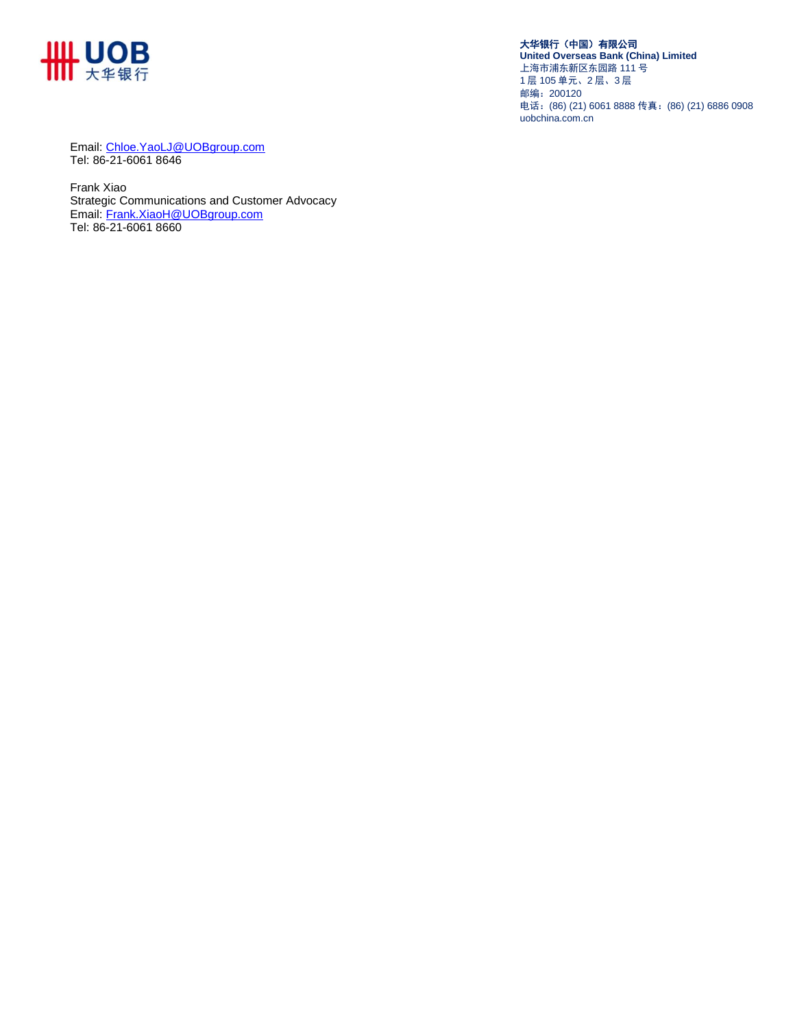大华银行（中国）有限公司
**United Overseas Bank (China) Limited**
上海市浦东新区东园路 111 号
1 层 105 单元、2 层、3 层
邮编：200120
电话：(86) (21) 6061 8888 传真：(86) (21) 6886 0908
uobchina.com.cn

Email: Chloe.YaoLJ@UOBgroup.com
Tel: 86-21-6061 8646

Frank Xiao
Strategic Communications and Customer Advocacy
Email: Frank.XiaoH@UOBgroup.com
Tel: 86-21-6061 8660